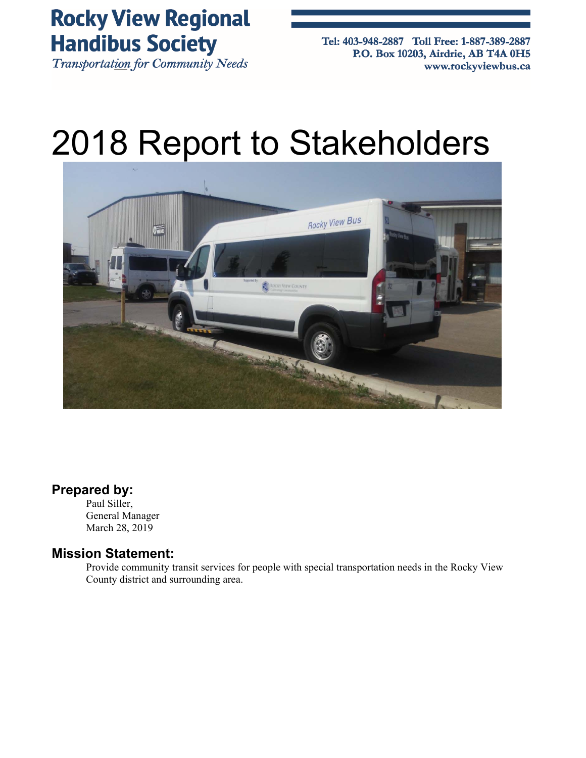**Rocky View Regional Handibus Society**
*Transportation for Community Needs*

Tel: 403-948-2887 Toll Free: 1-887-389-2887
P.O. Box 10203, Airdrie, AB T4A 0H5
www.rockyviewbus.ca

# 2018 Report to Stakeholders

### Prepared by:

Paul Siller,
General Manager
March 28, 2019

### Mission Statement:

Provide community transit services for people with special transportation needs in the Rocky View County district and surrounding area.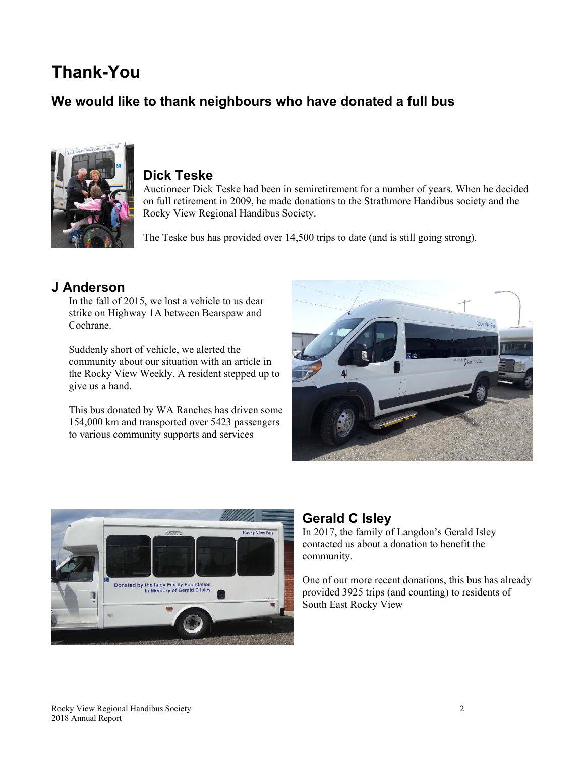# Thank-You

## We would like to thank neighbours who have donated a full bus

### Dick Teske

Auctioneer Dick Teske had been in semiretirement for a number of years. When he decided on full retirement in 2009, he made donations to the Strathmore Handibus society and the Rocky View Regional Handibus Society.

The Teske bus has provided over 14,500 trips to date (and is still going strong).

### J Anderson

In the fall of 2015, we lost a vehicle to us dear strike on Highway 1A between Bearspaw and Cochrane.

Suddenly short of vehicle, we alerted the community about our situation with an article in the Rocky View Weekly. A resident stepped up to give us a hand.

This bus donated by WA Ranches has driven some 154,000 km and transported over 5423 passengers to various community supports and services

### Gerald C Isley

In 2017, the family of Langdon's Gerald Isley contacted us about a donation to benefit the community.

One of our more recent donations, this bus has already provided 3925 trips (and counting) to residents of South East Rocky View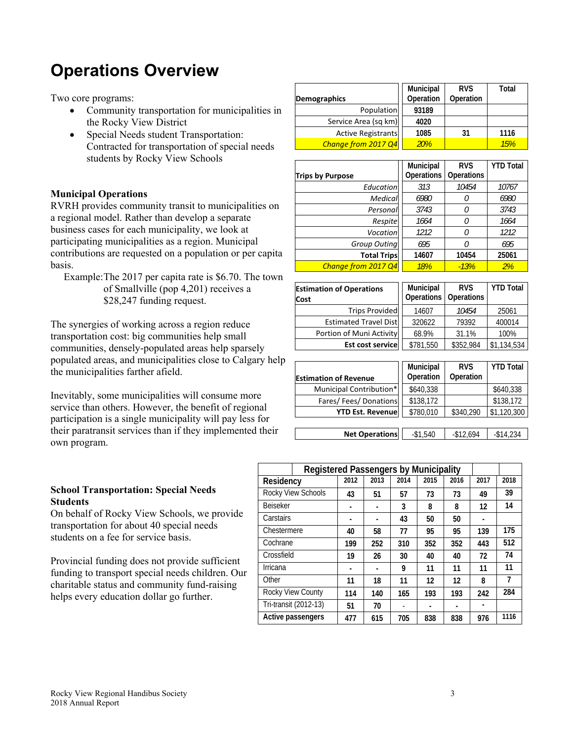# Operations Overview

Two core programs:

- Community transportation for municipalities in the Rocky View District
- Special Needs student Transportation: Contracted for transportation of special needs students by Rocky View Schools

| Demographics | Municipal Operation | RVS Operation | Total |
|---|---|---|---|
| Population | 93189 | | |
| Service Area (sq km) | 4020 | | |
| Active Registrants | 1085 | 31 | 1116 |
| *Change from 2017 Q4* | *20%* | | *15%* |

| Trips by Purpose | Municipal Operations | RVS Operations | YTD Total |
|---|---|---|---|
| *Education* | *313* | *10454* | *10767* |
| *Medical* | *6980* | *0* | *6980* |
| *Personal* | *3743* | *0* | *3743* |
| *Respite* | *1664* | *0* | *1664* |
| *Vocation* | *1212* | *0* | *1212* |
| *Group Outing* | *695* | *0* | *695* |
| **Total Trips** | **14607** | **10454** | **25061** |
| *Change from 2017 Q4* | *18%* | *-13%* | *2%* |

### Municipal Operations

RVRH provides community transit to municipalities on a regional model. Rather than develop a separate business cases for each municipality, we look at participating municipalities as a region. Municipal contributions are requested on a population or per capita basis.

Example: The 2017 per capita rate is $6.70. The town of Smallville (pop 4,201) receives a $28,247 funding request.

The synergies of working across a region reduce transportation cost: big communities help small communities, densely-populated areas help sparsely populated areas, and municipalities close to Calgary help the municipalities farther afield.

Inevitably, some municipalities will consume more service than others. However, the benefit of regional participation is a single municipality will pay less for their paratransit services than if they implemented their own program.

| Estimation of Operations Cost | Municipal Operations | RVS Operations | YTD Total |
|---|---|---|---|
| Trips Provided | 14607 | *10454* | 25061 |
| Estimated Travel Dist | 320622 | 79392 | 400014 |
| Portion of Muni Activity | 68.9% | 31.1% | 100% |
| **Est cost service** | $781,550 | $352,984 | $1,134,534 |

| Estimation of Revenue | Municipal Operation | RVS Operation | YTD Total |
|---|---|---|---|
| Municipal Contribution* | $640,338 | | $640,338 |
| Fares/ Fees/ Donations | $138,172 | | $138,172 |
| **YTD Est. Revenue** | $780,010 | $340,290 | $1,120,300 |
| **Net Operations** | -$1,540 | -$12,694 | -$14,234 |

### School Transportation: Special Needs Students

On behalf of Rocky View Schools, we provide transportation for about 40 special needs students on a fee for service basis.

Provincial funding does not provide sufficient funding to transport special needs children. Our charitable status and community fund-raising helps every education dollar go further.

| Registered Passengers by Municipality | | | | | | | |
|---|---|---|---|---|---|---|---|
| **Residency** | **2012** | **2013** | **2014** | **2015** | **2016** | **2017** | **2018** |
| Rocky View Schools | 43 | 51 | 57 | 73 | 73 | 49 | 39 |
| Beiseker | - | - | 3 | 8 | 8 | 12 | 14 |
| Carstairs | - | - | 43 | 50 | 50 | - | |
| Chestermere | 40 | 58 | 77 | 95 | 95 | 139 | 175 |
| Cochrane | 199 | 252 | 310 | 352 | 352 | 443 | 512 |
| Crossfield | 19 | 26 | 30 | 40 | 40 | 72 | 74 |
| Irricana | - | - | 9 | 11 | 11 | 11 | 11 |
| Other | 11 | 18 | 11 | 12 | 12 | 8 | 7 |
| Rocky View County | 114 | 140 | 165 | 193 | 193 | 242 | 284 |
| Tri-transit (2012-13) | 51 | 70 | - | - | - | - | |
| **Active passengers** | 477 | 615 | 705 | 838 | 838 | 976 | 1116 |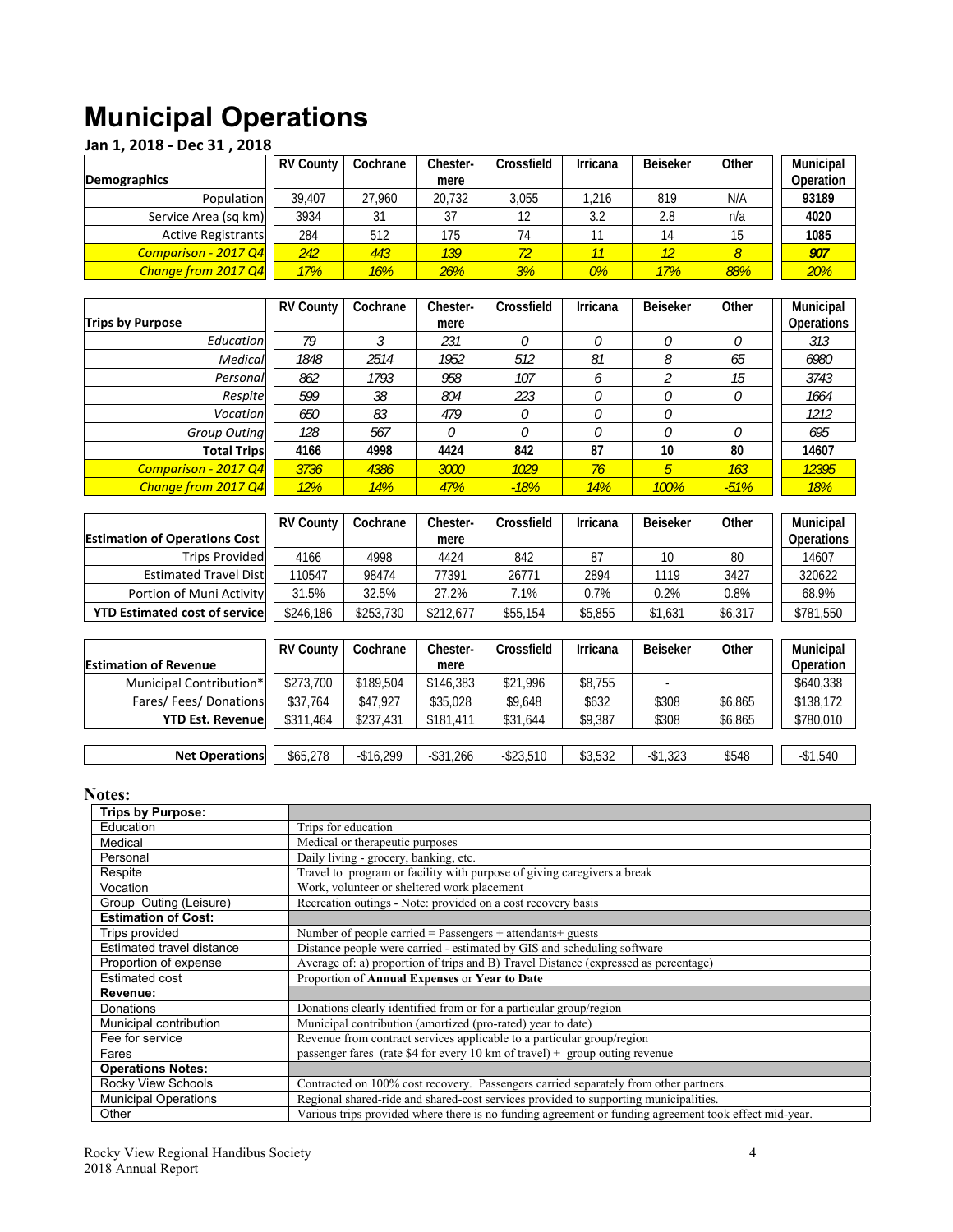# Municipal Operations

**Jan 1, 2018 - Dec 31 , 2018**

| Demographics | RV County | Cochrane | Chester-mere | Crossfield | Irricana | Beiseker | Other | Municipal Operation |
|---|---|---|---|---|---|---|---|---|
| Population | 39,407 | 27,960 | 20,732 | 3,055 | 1,216 | 819 | N/A | **93189** |
| Service Area (sq km) | 3934 | 31 | 37 | 12 | 3.2 | 2.8 | n/a | **4020** |
| Active Registrants | 284 | 512 | 175 | 74 | 11 | 14 | 15 | **1085** |
| *Comparison - 2017 Q4* | *242* | *443* | *139* | *72* | *11* | *12* | *8* | ***907*** |
| *Change from 2017 Q4* | *17%* | *16%* | *26%* | *3%* | *0%* | *17%* | *88%* | *20%* |

| Trips by Purpose | RV County | Cochrane | Chester-mere | Crossfield | Irricana | Beiseker | Other | Municipal Operations |
|---|---|---|---|---|---|---|---|---|
| *Education* | *79* | *3* | *231* | *0* | *0* | *0* | *0* | *313* |
| *Medical* | *1848* | *2514* | *1952* | *512* | *81* | *8* | *65* | *6980* |
| *Personal* | *862* | *1793* | *958* | *107* | *6* | *2* | *15* | *3743* |
| *Respite* | *599* | *38* | *804* | *223* | *0* | *0* | *0* | *1664* |
| *Vocation* | *650* | *83* | *479* | *0* | *0* | *0* | | *1212* |
| *Group Outing* | *128* | *567* | *0* | *0* | *0* | *0* | *0* | *695* |
| **Total Trips** | **4166** | **4998** | **4424** | **842** | **87** | **10** | **80** | **14607** |
| *Comparison - 2017 Q4* | *3736* | *4386* | *3000* | *1029* | *76* | *5* | *163* | *12395* |
| *Change from 2017 Q4* | *12%* | *14%* | *47%* | *-18%* | *14%* | *100%* | *-51%* | *18%* |

| Estimation of Operations Cost | RV County | Cochrane | Chester-mere | Crossfield | Irricana | Beiseker | Other | Municipal Operations |
|---|---|---|---|---|---|---|---|---|
| Trips Provided | 4166 | 4998 | 4424 | 842 | 87 | 10 | 80 | 14607 |
| Estimated Travel Dist | 110547 | 98474 | 77391 | 26771 | 2894 | 1119 | 3427 | 320622 |
| Portion of Muni Activity | 31.5% | 32.5% | 27.2% | 7.1% | 0.7% | 0.2% | 0.8% | 68.9% |
| **YTD Estimated cost of service** | $246,186 | $253,730 | $212,677 | $55,154 | $5,855 | $1,631 | $6,317 | $781,550 |

| Estimation of Revenue | RV County | Cochrane | Chester-mere | Crossfield | Irricana | Beiseker | Other | Municipal Operation |
|---|---|---|---|---|---|---|---|---|
| Municipal Contribution* | $273,700 | $189,504 | $146,383 | $21,996 | $8,755 | - | | $640,338 |
| Fares/ Fees/ Donations | $37,764 | $47,927 | $35,028 | $9,648 | $632 | $308 | $6,865 | $138,172 |
| **YTD Est. Revenue** | $311,464 | $237,431 | $181,411 | $31,644 | $9,387 | $308 | $6,865 | $780,010 |
| **Net Operations** | $65,278 | -$16,299 | -$31,266 | -$23,510 | $3,532 | -$1,323 | $548 | -$1,540 |

## Notes:

| **Trips by Purpose:** | |
|---|---|
| Education | Trips for education |
| Medical | Medical or therapeutic purposes |
| Personal | Daily living - grocery, banking, etc. |
| Respite | Travel to program or facility with purpose of giving caregivers a break |
| Vocation | Work, volunteer or sheltered work placement |
| Group Outing (Leisure) | Recreation outings - Note: provided on a cost recovery basis |
| **Estimation of Cost:** | |
| Trips provided | Number of people carried = Passengers + attendants+ guests |
| Estimated travel distance | Distance people were carried - estimated by GIS and scheduling software |
| Proportion of expense | Average of: a) proportion of trips and B) Travel Distance (expressed as percentage) |
| Estimated cost | Proportion of **Annual Expenses** or **Year to Date** |
| **Revenue:** | |
| Donations | Donations clearly identified from or for a particular group/region |
| Municipal contribution | Municipal contribution (amortized (pro-rated) year to date) |
| Fee for service | Revenue from contract services applicable to a particular group/region |
| Fares | passenger fares (rate $4 for every 10 km of travel) + group outing revenue |
| **Operations Notes:** | |
| Rocky View Schools | Contracted on 100% cost recovery. Passengers carried separately from other partners. |
| Municipal Operations | Regional shared-ride and shared-cost services provided to supporting municipalities. |
| Other | Various trips provided where there is no funding agreement or funding agreement took effect mid-year. |

Rocky View Regional Handibus Society
2018 Annual Report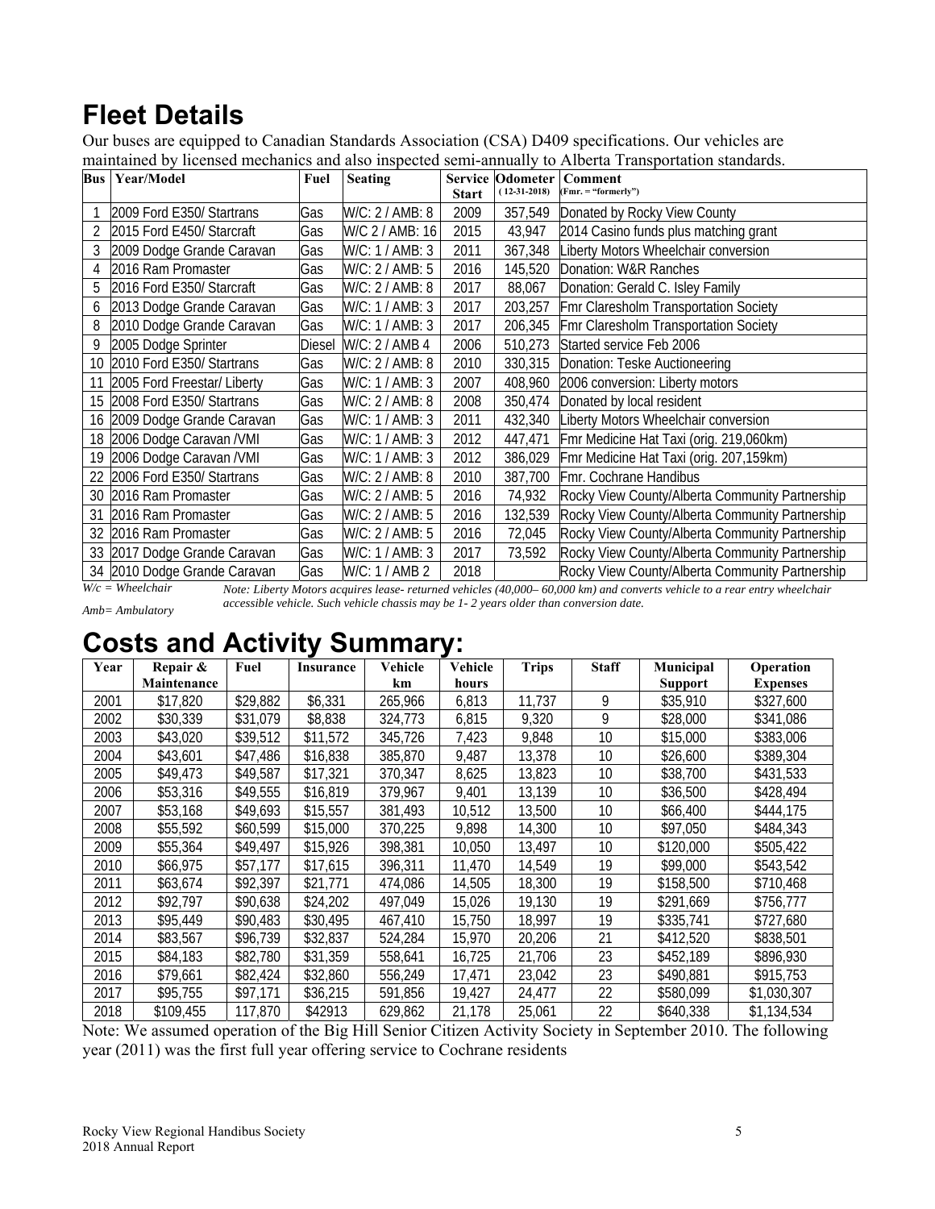# Fleet Details

Our buses are equipped to Canadian Standards Association (CSA) D409 specifications. Our vehicles are maintained by licensed mechanics and also inspected semi-annually to Alberta Transportation standards.

| Bus | Year/Model | Fuel | Seating | Service Start | Odometer (12-31-2018) | Comment (Fmr. = "formerly") |
|---|---|---|---|---|---|---|
| 1 | 2009 Ford E350/ Startrans | Gas | W/C: 2 / AMB: 8 | 2009 | 357,549 | Donated by Rocky View County |
| 2 | 2015 Ford E450/ Starcraft | Gas | W/C 2 / AMB: 16 | 2015 | 43,947 | 2014 Casino funds plus matching grant |
| 3 | 2009 Dodge Grande Caravan | Gas | W/C: 1 / AMB: 3 | 2011 | 367,348 | Liberty Motors Wheelchair conversion |
| 4 | 2016 Ram Promaster | Gas | W/C: 2 / AMB: 5 | 2016 | 145,520 | Donation: W&R Ranches |
| 5 | 2016 Ford E350/ Starcraft | Gas | W/C: 2 / AMB: 8 | 2017 | 88,067 | Donation: Gerald C. Isley Family |
| 6 | 2013 Dodge Grande Caravan | Gas | W/C: 1 / AMB: 3 | 2017 | 203,257 | Fmr Claresholm Transportation Society |
| 8 | 2010 Dodge Grande Caravan | Gas | W/C: 1 / AMB: 3 | 2017 | 206,345 | Fmr Claresholm Transportation Society |
| 9 | 2005 Dodge Sprinter | Diesel | W/C: 2 / AMB 4 | 2006 | 510,273 | Started service Feb 2006 |
| 10 | 2010 Ford E350/ Startrans | Gas | W/C: 2 / AMB: 8 | 2010 | 330,315 | Donation: Teske Auctioneering |
| 11 | 2005 Ford Freestar/ Liberty | Gas | W/C: 1 / AMB: 3 | 2007 | 408,960 | 2006 conversion: Liberty motors |
| 15 | 2008 Ford E350/ Startrans | Gas | W/C: 2 / AMB: 8 | 2008 | 350,474 | Donated by local resident |
| 16 | 2009 Dodge Grande Caravan | Gas | W/C: 1 / AMB: 3 | 2011 | 432,340 | Liberty Motors Wheelchair conversion |
| 18 | 2006 Dodge Caravan /VMI | Gas | W/C: 1 / AMB: 3 | 2012 | 447,471 | Fmr Medicine Hat Taxi (orig. 219,060km) |
| 19 | 2006 Dodge Caravan /VMI | Gas | W/C: 1 / AMB: 3 | 2012 | 386,029 | Fmr Medicine Hat Taxi (orig. 207,159km) |
| 22 | 2006 Ford E350/ Startrans | Gas | W/C: 2 / AMB: 8 | 2010 | 387,700 | Fmr. Cochrane Handibus |
| 30 | 2016 Ram Promaster | Gas | W/C: 2 / AMB: 5 | 2016 | 74,932 | Rocky View County/Alberta Community Partnership |
| 31 | 2016 Ram Promaster | Gas | W/C: 2 / AMB: 5 | 2016 | 132,539 | Rocky View County/Alberta Community Partnership |
| 32 | 2016 Ram Promaster | Gas | W/C: 2 / AMB: 5 | 2016 | 72,045 | Rocky View County/Alberta Community Partnership |
| 33 | 2017 Dodge Grande Caravan | Gas | W/C: 1 / AMB: 3 | 2017 | 73,592 | Rocky View County/Alberta Community Partnership |
| 34 | 2010 Dodge Grande Caravan | Gas | W/C: 1 / AMB 2 | 2018 | | Rocky View County/Alberta Community Partnership |

*W/c = Wheelchair*

*Amb= Ambulatory*

*Note: Liberty Motors acquires lease- returned vehicles (40,000– 60,000 km) and converts vehicle to a rear entry wheelchair accessible vehicle. Such vehicle chassis may be 1- 2 years older than conversion date.*

# Costs and Activity Summary:

| Year | Repair & Maintenance | Fuel | Insurance | Vehicle km | Vehicle hours | Trips | Staff | Municipal Support | Operation Expenses |
|---|---|---|---|---|---|---|---|---|---|
| 2001 | $17,820 | $29,882 | $6,331 | 265,966 | 6,813 | 11,737 | 9 | $35,910 | $327,600 |
| 2002 | $30,339 | $31,079 | $8,838 | 324,773 | 6,815 | 9,320 | 9 | $28,000 | $341,086 |
| 2003 | $43,020 | $39,512 | $11,572 | 345,726 | 7,423 | 9,848 | 10 | $15,000 | $383,006 |
| 2004 | $43,601 | $47,486 | $16,838 | 385,870 | 9,487 | 13,378 | 10 | $26,600 | $389,304 |
| 2005 | $49,473 | $49,587 | $17,321 | 370,347 | 8,625 | 13,823 | 10 | $38,700 | $431,533 |
| 2006 | $53,316 | $49,555 | $16,819 | 379,967 | 9,401 | 13,139 | 10 | $36,500 | $428,494 |
| 2007 | $53,168 | $49,693 | $15,557 | 381,493 | 10,512 | 13,500 | 10 | $66,400 | $444,175 |
| 2008 | $55,592 | $60,599 | $15,000 | 370,225 | 9,898 | 14,300 | 10 | $97,050 | $484,343 |
| 2009 | $55,364 | $49,497 | $15,926 | 398,381 | 10,050 | 13,497 | 10 | $120,000 | $505,422 |
| 2010 | $66,975 | $57,177 | $17,615 | 396,311 | 11,470 | 14,549 | 19 | $99,000 | $543,542 |
| 2011 | $63,674 | $92,397 | $21,771 | 474,086 | 14,505 | 18,300 | 19 | $158,500 | $710,468 |
| 2012 | $92,797 | $90,638 | $24,202 | 497,049 | 15,026 | 19,130 | 19 | $291,669 | $756,777 |
| 2013 | $95,449 | $90,483 | $30,495 | 467,410 | 15,750 | 18,997 | 19 | $335,741 | $727,680 |
| 2014 | $83,567 | $96,739 | $32,837 | 524,284 | 15,970 | 20,206 | 21 | $412,520 | $838,501 |
| 2015 | $84,183 | $82,780 | $31,359 | 558,641 | 16,725 | 21,706 | 23 | $452,189 | $896,930 |
| 2016 | $79,661 | $82,424 | $32,860 | 556,249 | 17,471 | 23,042 | 23 | $490,881 | $915,753 |
| 2017 | $95,755 | $97,171 | $36,215 | 591,856 | 19,427 | 24,477 | 22 | $580,099 | $1,030,307 |
| 2018 | $109,455 | 117,870 | $42913 | 629,862 | 21,178 | 25,061 | 22 | $640,338 | $1,134,534 |

Note: We assumed operation of the Big Hill Senior Citizen Activity Society in September 2010. The following year (2011) was the first full year offering service to Cochrane residents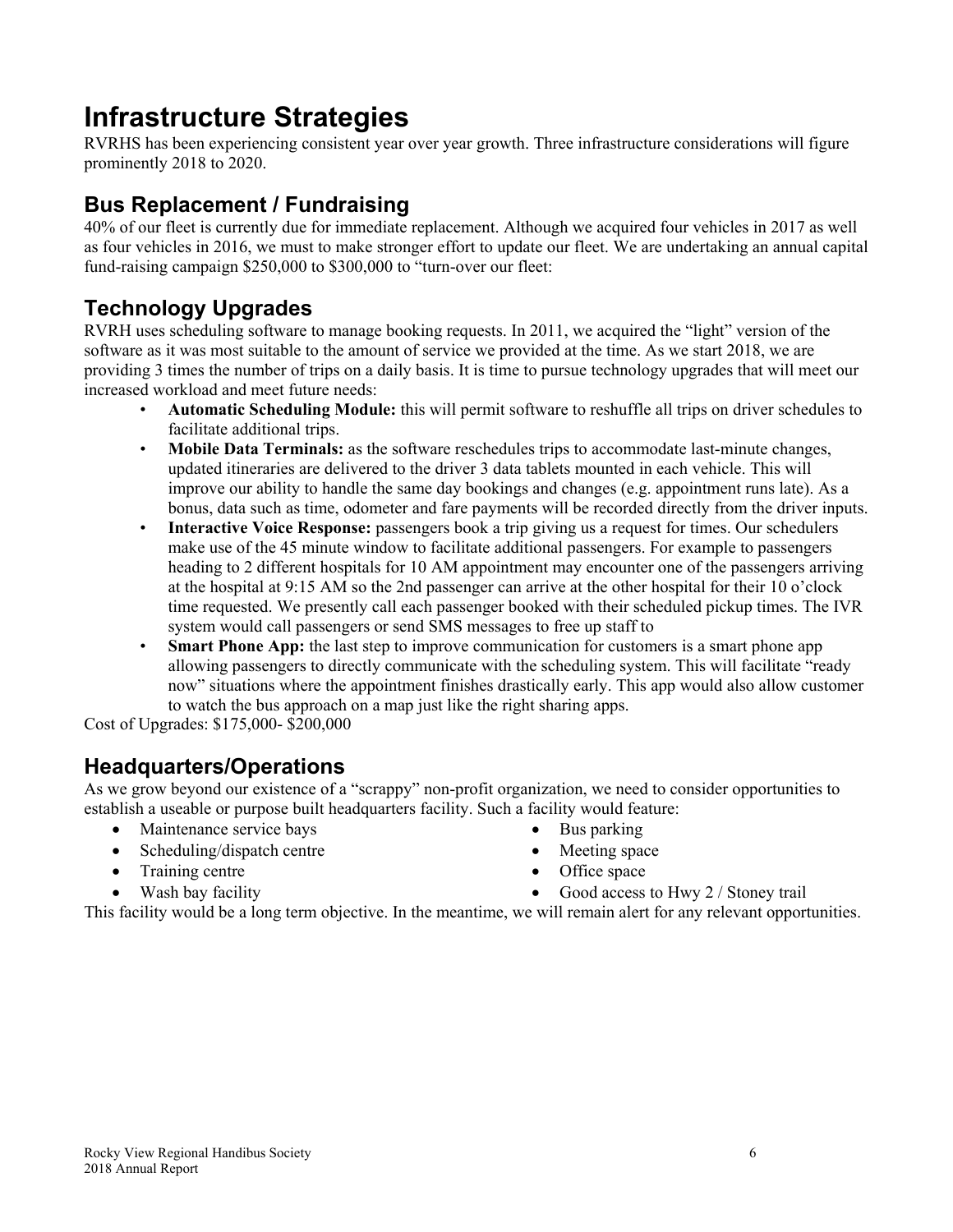# Infrastructure Strategies

RVRHS has been experiencing consistent year over year growth. Three infrastructure considerations will figure prominently 2018 to 2020.

## Bus Replacement / Fundraising

40% of our fleet is currently due for immediate replacement. Although we acquired four vehicles in 2017 as well as four vehicles in 2016, we must to make stronger effort to update our fleet. We are undertaking an annual capital fund-raising campaign $250,000 to $300,000 to "turn-over our fleet:

## Technology Upgrades

RVRH uses scheduling software to manage booking requests. In 2011, we acquired the "light" version of the software as it was most suitable to the amount of service we provided at the time. As we start 2018, we are providing 3 times the number of trips on a daily basis. It is time to pursue technology upgrades that will meet our increased workload and meet future needs:

- **Automatic Scheduling Module:** this will permit software to reshuffle all trips on driver schedules to facilitate additional trips.
- **Mobile Data Terminals:** as the software reschedules trips to accommodate last-minute changes, updated itineraries are delivered to the driver 3 data tablets mounted in each vehicle. This will improve our ability to handle the same day bookings and changes (e.g. appointment runs late). As a bonus, data such as time, odometer and fare payments will be recorded directly from the driver inputs.
- **Interactive Voice Response:** passengers book a trip giving us a request for times. Our schedulers make use of the 45 minute window to facilitate additional passengers. For example to passengers heading to 2 different hospitals for 10 AM appointment may encounter one of the passengers arriving at the hospital at 9:15 AM so the 2nd passenger can arrive at the other hospital for their 10 o'clock time requested. We presently call each passenger booked with their scheduled pickup times. The IVR system would call passengers or send SMS messages to free up staff to
- **Smart Phone App:** the last step to improve communication for customers is a smart phone app allowing passengers to directly communicate with the scheduling system. This will facilitate "ready now" situations where the appointment finishes drastically early. This app would also allow customer to watch the bus approach on a map just like the right sharing apps.

Cost of Upgrades: $175,000- $200,000

## Headquarters/Operations

As we grow beyond our existence of a "scrappy" non-profit organization, we need to consider opportunities to establish a useable or purpose built headquarters facility. Such a facility would feature:

- Maintenance service bays
- Scheduling/dispatch centre
- Training centre
- Wash bay facility
- Bus parking
- Meeting space
- Office space
- Good access to Hwy 2 / Stoney trail

This facility would be a long term objective. In the meantime, we will remain alert for any relevant opportunities.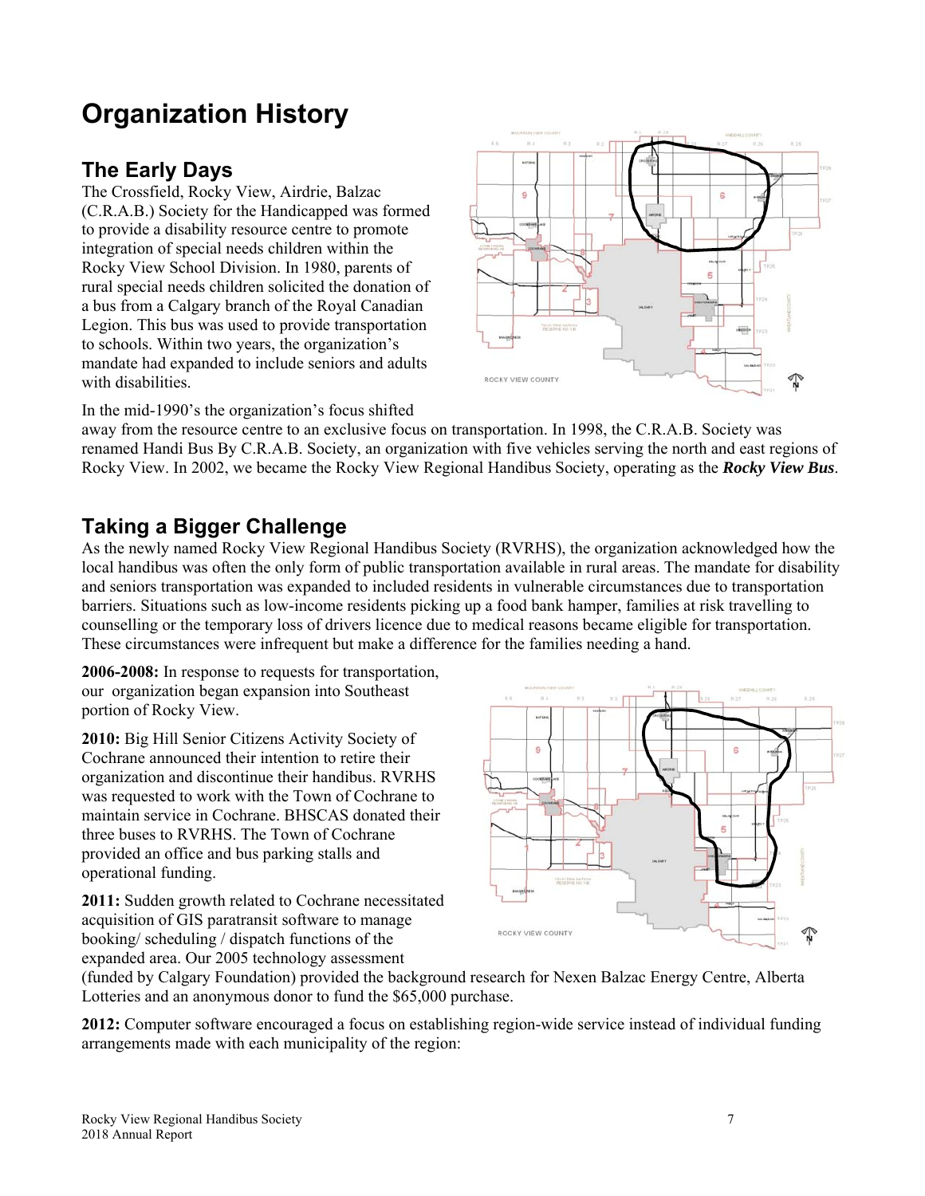# Organization History

## The Early Days

The Crossfield, Rocky View, Airdrie, Balzac (C.R.A.B.) Society for the Handicapped was formed to provide a disability resource centre to promote integration of special needs children within the Rocky View School Division. In 1980, parents of rural special needs children solicited the donation of a bus from a Calgary branch of the Royal Canadian Legion. This bus was used to provide transportation to schools. Within two years, the organization's mandate had expanded to include seniors and adults with disabilities.

In the mid-1990's the organization's focus shifted away from the resource centre to an exclusive focus on transportation. In 1998, the C.R.A.B. Society was renamed Handi Bus By C.R.A.B. Society, an organization with five vehicles serving the north and east regions of Rocky View. In 2002, we became the Rocky View Regional Handibus Society, operating as the ***Rocky View Bus***.

## Taking a Bigger Challenge

As the newly named Rocky View Regional Handibus Society (RVRHS), the organization acknowledged how the local handibus was often the only form of public transportation available in rural areas. The mandate for disability and seniors transportation was expanded to included residents in vulnerable circumstances due to transportation barriers. Situations such as low-income residents picking up a food bank hamper, families at risk travelling to counselling or the temporary loss of drivers licence due to medical reasons became eligible for transportation. These circumstances were infrequent but make a difference for the families needing a hand.

**2006-2008:** In response to requests for transportation, our organization began expansion into Southeast portion of Rocky View.

**2010:** Big Hill Senior Citizens Activity Society of Cochrane announced their intention to retire their organization and discontinue their handibus. RVRHS was requested to work with the Town of Cochrane to maintain service in Cochrane. BHSCAS donated their three buses to RVRHS. The Town of Cochrane provided an office and bus parking stalls and operational funding.

**2011:** Sudden growth related to Cochrane necessitated acquisition of GIS paratransit software to manage booking/ scheduling / dispatch functions of the expanded area. Our 2005 technology assessment (funded by Calgary Foundation) provided the background research for Nexen Balzac Energy Centre, Alberta Lotteries and an anonymous donor to fund the $65,000 purchase.

**2012:** Computer software encouraged a focus on establishing region-wide service instead of individual funding arrangements made with each municipality of the region: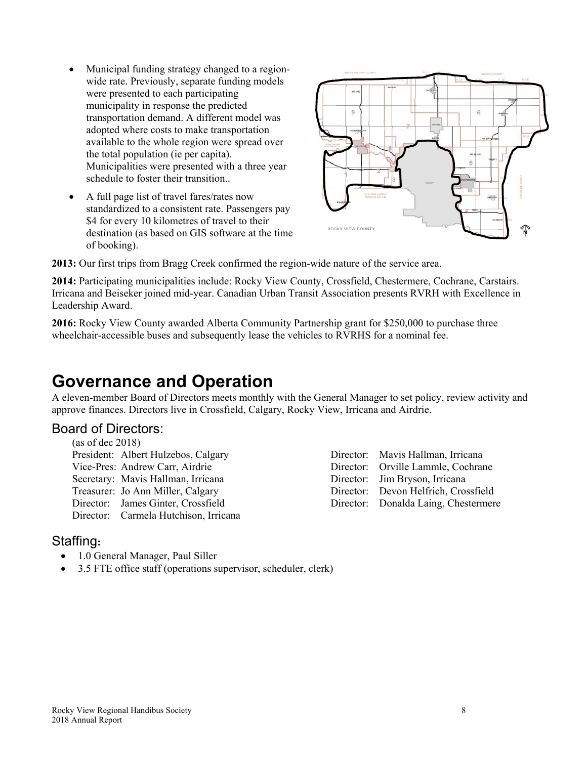- Municipal funding strategy changed to a region-wide rate. Previously, separate funding models were presented to each participating municipality in response the predicted transportation demand. A different model was adopted where costs to make transportation available to the whole region were spread over the total population (ie per capita). Municipalities were presented with a three year schedule to foster their transition..
- A full page list of travel fares/rates now standardized to a consistent rate. Passengers pay $4 for every 10 kilometres of travel to their destination (as based on GIS software at the time of booking).

**2013:** Our first trips from Bragg Creek confirmed the region-wide nature of the service area.

**2014:** Participating municipalities include: Rocky View County, Crossfield, Chestermere, Cochrane, Carstairs. Irricana and Beiseker joined mid-year. Canadian Urban Transit Association presents RVRH with Excellence in Leadership Award.

**2016:** Rocky View County awarded Alberta Community Partnership grant for $250,000 to purchase three wheelchair-accessible buses and subsequently lease the vehicles to RVRHS for a nominal fee.

# Governance and Operation

A eleven-member Board of Directors meets monthly with the General Manager to set policy, review activity and approve finances. Directors live in Crossfield, Calgary, Rocky View, Irricana and Airdrie.

## Board of Directors:

(as of dec 2018)

President: Albert Hulzebos, Calgary
Vice-Pres: Andrew Carr, Airdrie
Secretary: Mavis Hallman, Irricana
Treasurer: Jo Ann Miller, Calgary
Director: James Ginter, Crossfield
Director: Carmela Hutchison, Irricana
Director: Mavis Hallman, Irricana
Director: Orville Lammle, Cochrane
Director: Jim Bryson, Irricana
Director: Devon Helfrich, Crossfield
Director: Donalda Laing, Chestermere

## Staffing:

- 1.0 General Manager, Paul Siller
- 3.5 FTE office staff (operations supervisor, scheduler, clerk)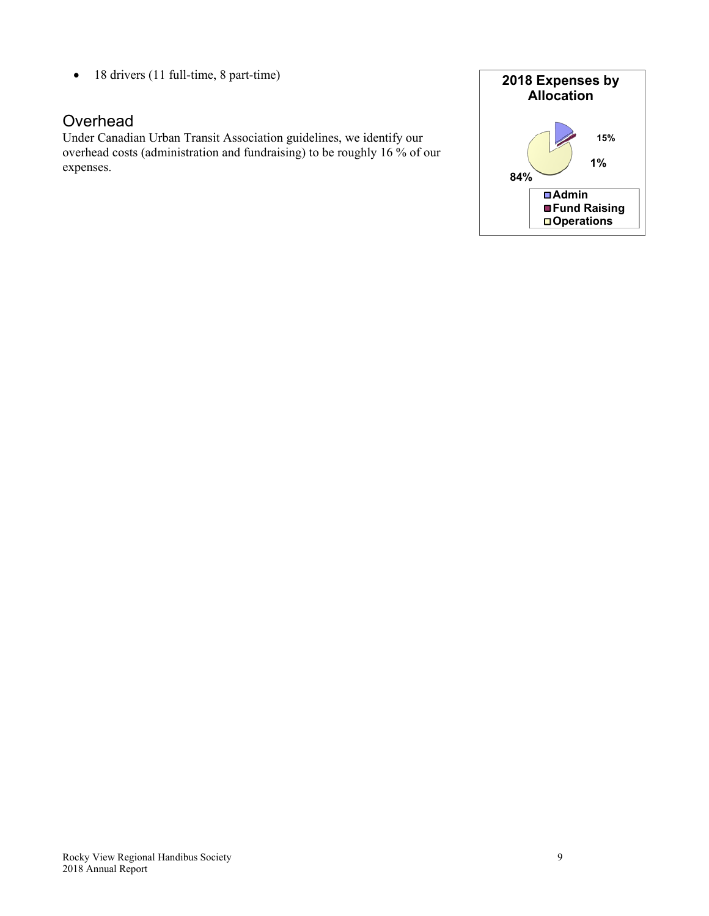- 18 drivers (11 full-time, 8 part-time)

## Overhead

Under Canadian Urban Transit Association guidelines, we identify our overhead costs (administration and fundraising) to be roughly 16 % of our expenses.

**2018 Expenses by Allocation**

| Allocation | Percentage |
| --- | --- |
| Admin | 15% |
| Fund Raising | 1% |
| Operations | 84% |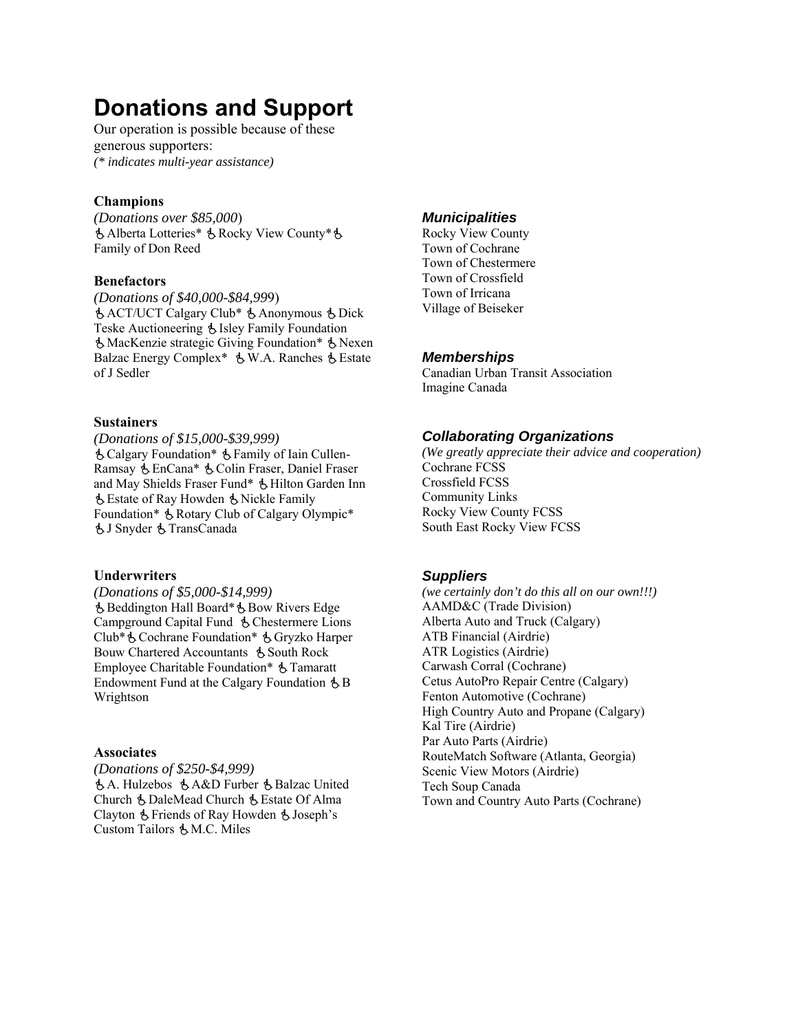# Donations and Support

Our operation is possible because of these generous supporters:
*(\* indicates multi-year assistance)*

### Champions

*(Donations over $85,000)*
♿ Alberta Lotteries* ♿ Rocky View County* ♿ Family of Don Reed

### Benefactors

*(Donations of $40,000-$84,999)*
♿ ACT/UCT Calgary Club* ♿ Anonymous ♿ Dick Teske Auctioneering ♿ Isley Family Foundation ♿ MacKenzie strategic Giving Foundation* ♿ Nexen Balzac Energy Complex* ♿ W.A. Ranches ♿ Estate of J Sedler

### Sustainers

*(Donations of $15,000-$39,999)*
♿ Calgary Foundation* ♿ Family of Iain Cullen-Ramsay ♿ EnCana* ♿ Colin Fraser, Daniel Fraser and May Shields Fraser Fund* ♿ Hilton Garden Inn ♿ Estate of Ray Howden ♿ Nickle Family Foundation* ♿ Rotary Club of Calgary Olympic* ♿ J Snyder ♿ TransCanada

### Underwriters

*(Donations of $5,000-$14,999)*
♿ Beddington Hall Board* ♿ Bow Rivers Edge Campground Capital Fund ♿ Chestermere Lions Club* ♿ Cochrane Foundation* ♿ Gryzko Harper Bouw Chartered Accountants ♿ South Rock Employee Charitable Foundation* ♿ Tamaratt Endowment Fund at the Calgary Foundation ♿ B Wrightson

### Associates

*(Donations of $250-$4,999)*
♿ A. Hulzebos ♿ A&D Furber ♿ Balzac United Church ♿ DaleMead Church ♿ Estate Of Alma Clayton ♿ Friends of Ray Howden ♿ Joseph's Custom Tailors ♿ M.C. Miles

### *Municipalities*

Rocky View County
Town of Cochrane
Town of Chestermere
Town of Crossfield
Town of Irricana
Village of Beiseker

### *Memberships*

Canadian Urban Transit Association
Imagine Canada

### *Collaborating Organizations*

*(We greatly appreciate their advice and cooperation)*
Cochrane FCSS
Crossfield FCSS
Community Links
Rocky View County FCSS
South East Rocky View FCSS

### *Suppliers*

*(we certainly don't do this all on our own!!!)*
AAMD&C (Trade Division)
Alberta Auto and Truck (Calgary)
ATB Financial (Airdrie)
ATR Logistics (Airdrie)
Carwash Corral (Cochrane)
Cetus AutoPro Repair Centre (Calgary)
Fenton Automotive (Cochrane)
High Country Auto and Propane (Calgary)
Kal Tire (Airdrie)
Par Auto Parts (Airdrie)
RouteMatch Software (Atlanta, Georgia)
Scenic View Motors (Airdrie)
Tech Soup Canada
Town and Country Auto Parts (Cochrane)